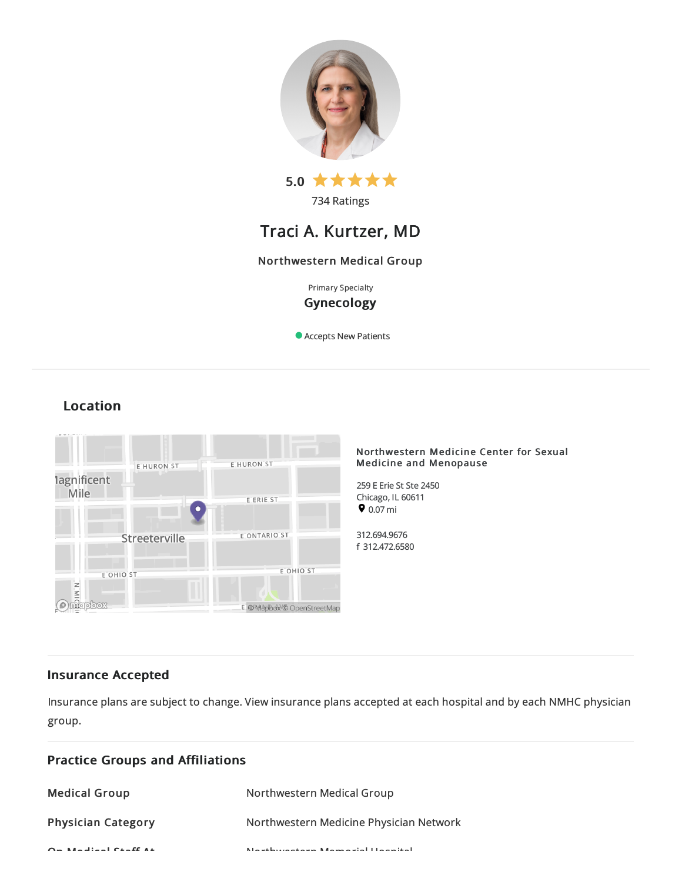5.0 ★★★★★

734 Ratings

# Traci A. Kurtzer, MD

Northwestern Medical Group

Primary Specialty

**Gynecology**

Accepts New Patients

## Location

**Northwestern Medicine Center for Sexual Medicine and Menopause**

259 E Erie St Ste 2450
Chicago, IL 60611
0.07 mi

312.694.9676
f 312.472.6580

## Insurance Accepted

Insurance plans are subject to change. View insurance plans accepted at each hospital and by each NMHC physician group.

## Practice Groups and Affiliations

| | |
|---|---|
| **Medical Group** | Northwestern Medical Group |
| **Physician Category** | Northwestern Medicine Physician Network |
| **On Medical Staff At** | Northwestern Memorial Hospital |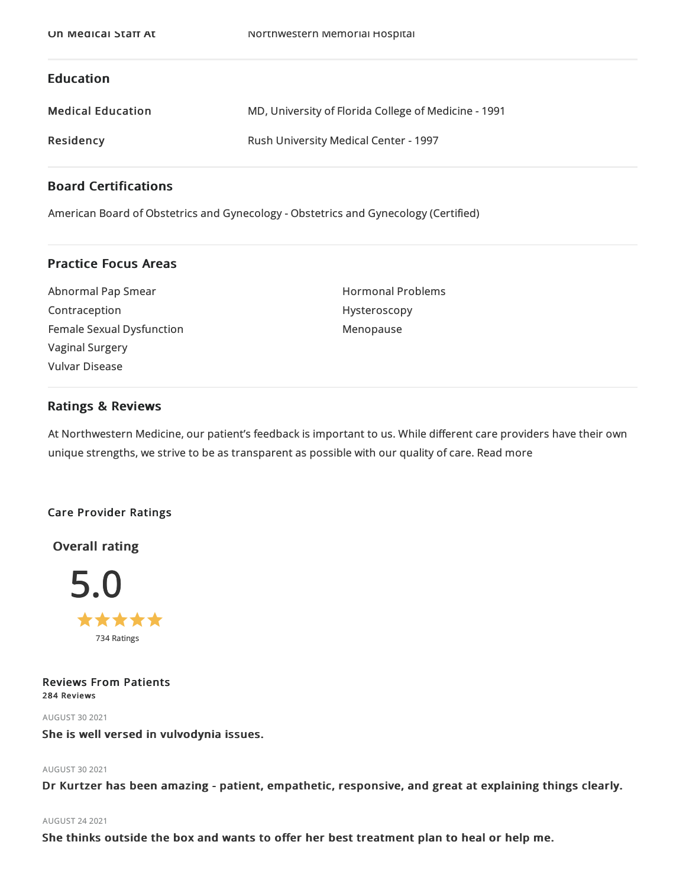| On Medical Staff At | Northwestern Memorial Hospital |
|---|---|

## Education

| Medical Education | MD, University of Florida College of Medicine - 1991 |
|---|---|
| Residency | Rush University Medical Center - 1997 |

## Board Certifications

American Board of Obstetrics and Gynecology - Obstetrics and Gynecology (Certified)

## Practice Focus Areas

- Abnormal Pap Smear
- Contraception
- Female Sexual Dysfunction
- Vaginal Surgery
- Vulvar Disease
- Hormonal Problems
- Hysteroscopy
- Menopause

## Ratings & Reviews

At Northwestern Medicine, our patient's feedback is important to us. While different care providers have their own unique strengths, we strive to be as transparent as possible with our quality of care. Read more

### Care Provider Ratings

**Overall rating**

5.0

★★★★★

734 Ratings

### Reviews From Patients

**284 Reviews**

AUGUST 30 2021

**She is well versed in vulvodynia issues.**

AUGUST 30 2021

**Dr Kurtzer has been amazing - patient, empathetic, responsive, and great at explaining things clearly.**

AUGUST 24 2021

**She thinks outside the box and wants to offer her best treatment plan to heal or help me.**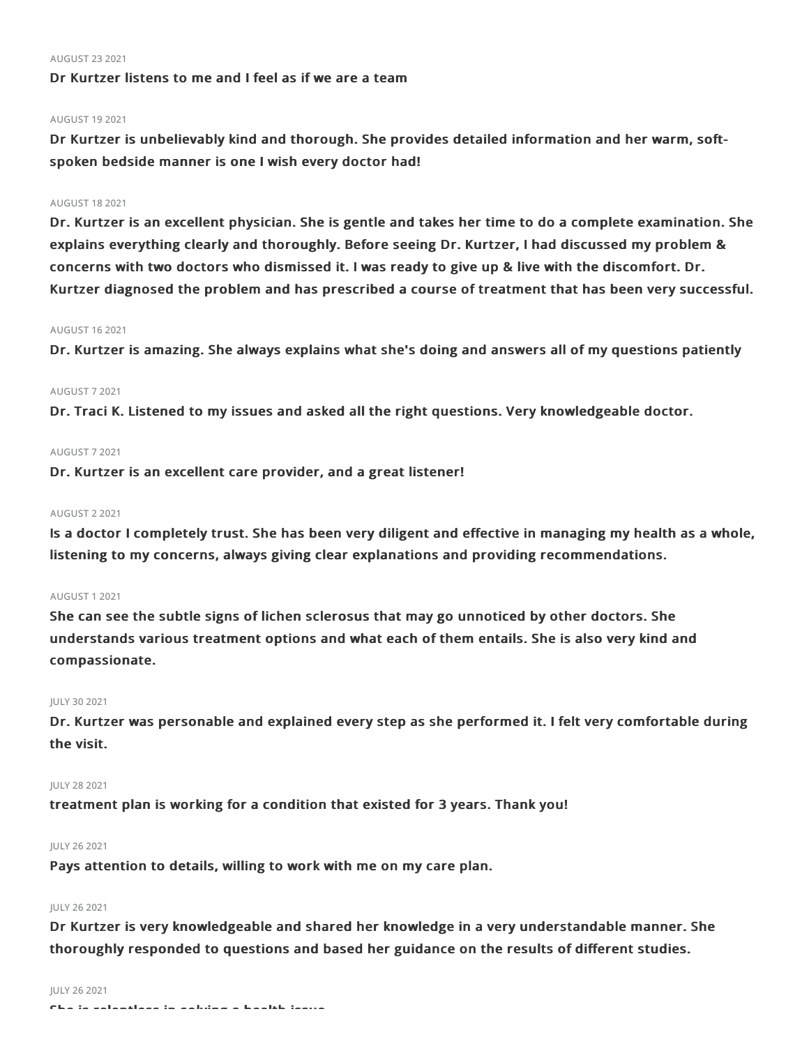AUGUST 23 2021

**Dr Kurtzer listens to me and I feel as if we are a team**

AUGUST 19 2021

**Dr Kurtzer is unbelievably kind and thorough. She provides detailed information and her warm, soft-spoken bedside manner is one I wish every doctor had!**

AUGUST 18 2021

**Dr. Kurtzer is an excellent physician. She is gentle and takes her time to do a complete examination. She explains everything clearly and thoroughly. Before seeing Dr. Kurtzer, I had discussed my problem & concerns with two doctors who dismissed it. I was ready to give up & live with the discomfort. Dr. Kurtzer diagnosed the problem and has prescribed a course of treatment that has been very successful.**

AUGUST 16 2021

**Dr. Kurtzer is amazing. She always explains what she's doing and answers all of my questions patiently**

AUGUST 7 2021

**Dr. Traci K. Listened to my issues and asked all the right questions. Very knowledgeable doctor.**

AUGUST 7 2021

**Dr. Kurtzer is an excellent care provider, and a great listener!**

AUGUST 2 2021

**Is a doctor I completely trust. She has been very diligent and effective in managing my health as a whole, listening to my concerns, always giving clear explanations and providing recommendations.**

AUGUST 1 2021

**She can see the subtle signs of lichen sclerosus that may go unnoticed by other doctors. She understands various treatment options and what each of them entails. She is also very kind and compassionate.**

JULY 30 2021

**Dr. Kurtzer was personable and explained every step as she performed it. I felt very comfortable during the visit.**

JULY 28 2021

**treatment plan is working for a condition that existed for 3 years. Thank you!**

JULY 26 2021

**Pays attention to details, willing to work with me on my care plan.**

JULY 26 2021

**Dr Kurtzer is very knowledgeable and shared her knowledge in a very understandable manner. She thoroughly responded to questions and based her guidance on the results of different studies.**

JULY 26 2021

**She is relentless in solving a health issue**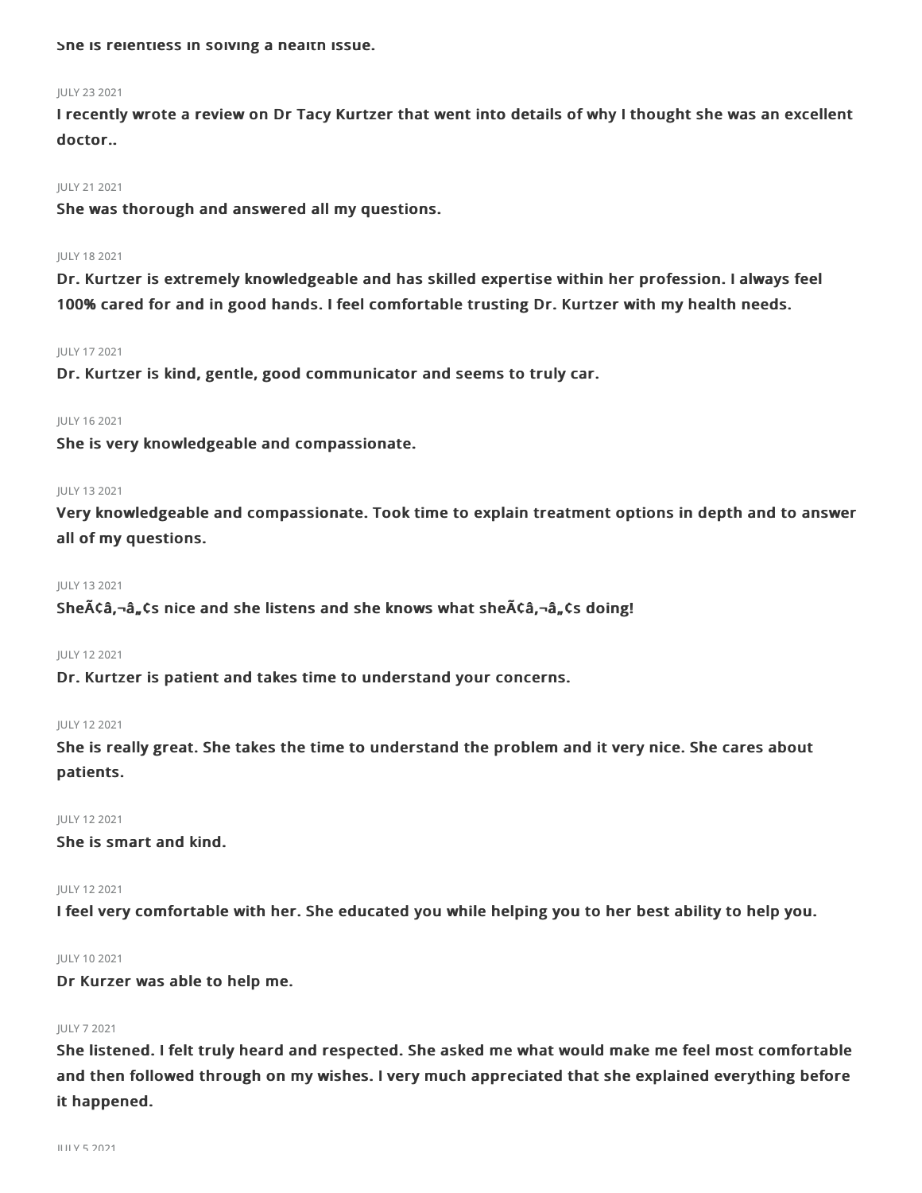**She is relentless in solving a health issue.**

JULY 23 2021

**I recently wrote a review on Dr Tacy Kurtzer that went into details of why I thought she was an excellent doctor..**

JULY 21 2021

**She was thorough and answered all my questions.**

JULY 18 2021

**Dr. Kurtzer is extremely knowledgeable and has skilled expertise within her profession. I always feel 100% cared for and in good hands. I feel comfortable trusting Dr. Kurtzer with my health needs.**

JULY 17 2021

**Dr. Kurtzer is kind, gentle, good communicator and seems to truly car.**

JULY 16 2021

**She is very knowledgeable and compassionate.**

JULY 13 2021

**Very knowledgeable and compassionate. Took time to explain treatment options in depth and to answer all of my questions.**

JULY 13 2021

**SheÃ¢â‚¬â„¢s nice and she listens and she knows what sheÃ¢â‚¬â„¢s doing!**

JULY 12 2021

**Dr. Kurtzer is patient and takes time to understand your concerns.**

JULY 12 2021

**She is really great. She takes the time to understand the problem and it very nice. She cares about patients.**

JULY 12 2021

**She is smart and kind.**

JULY 12 2021

**I feel very comfortable with her. She educated you while helping you to her best ability to help you.**

JULY 10 2021

**Dr Kurzer was able to help me.**

JULY 7 2021

**She listened. I felt truly heard and respected. She asked me what would make me feel most comfortable and then followed through on my wishes. I very much appreciated that she explained everything before it happened.**

JULY 5 2021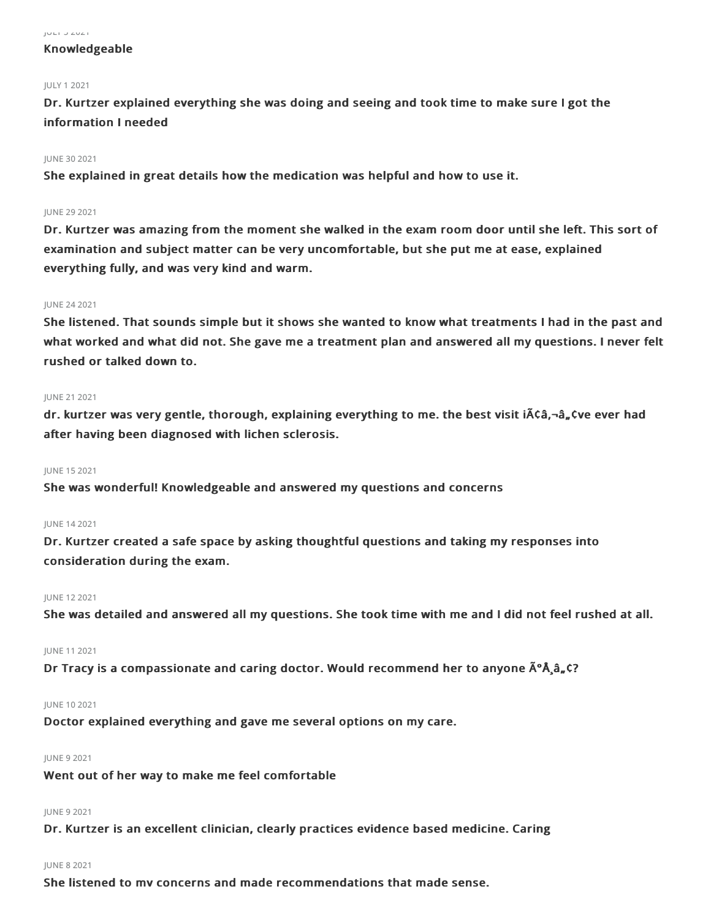JULY 5 2021

**Knowledgeable**

JULY 1 2021

**Dr. Kurtzer explained everything she was doing and seeing and took time to make sure I got the information I needed**

JUNE 30 2021

**She explained in great details how the medication was helpful and how to use it.**

JUNE 29 2021

**Dr. Kurtzer was amazing from the moment she walked in the exam room door until she left. This sort of examination and subject matter can be very uncomfortable, but she put me at ease, explained everything fully, and was very kind and warm.**

JUNE 24 2021

**She listened. That sounds simple but it shows she wanted to know what treatments I had in the past and what worked and what did not. She gave me a treatment plan and answered all my questions. I never felt rushed or talked down to.**

JUNE 21 2021

**dr. kurtzer was very gentle, thorough, explaining everything to me. the best visit iÃ¢â‚¬â„¢ve ever had after having been diagnosed with lichen sclerosis.**

JUNE 15 2021

**She was wonderful! Knowledgeable and answered my questions and concerns**

JUNE 14 2021

**Dr. Kurtzer created a safe space by asking thoughtful questions and taking my responses into consideration during the exam.**

JUNE 12 2021

**She was detailed and answered all my questions. She took time with me and I did not feel rushed at all.**

JUNE 11 2021

**Dr Tracy is a compassionate and caring doctor. Would recommend her to anyone Ã°Å¸â„¢?**

JUNE 10 2021

**Doctor explained everything and gave me several options on my care.**

JUNE 9 2021

**Went out of her way to make me feel comfortable**

JUNE 9 2021

**Dr. Kurtzer is an excellent clinician, clearly practices evidence based medicine. Caring**

JUNE 8 2021

**She listened to my concerns and made recommendations that made sense.**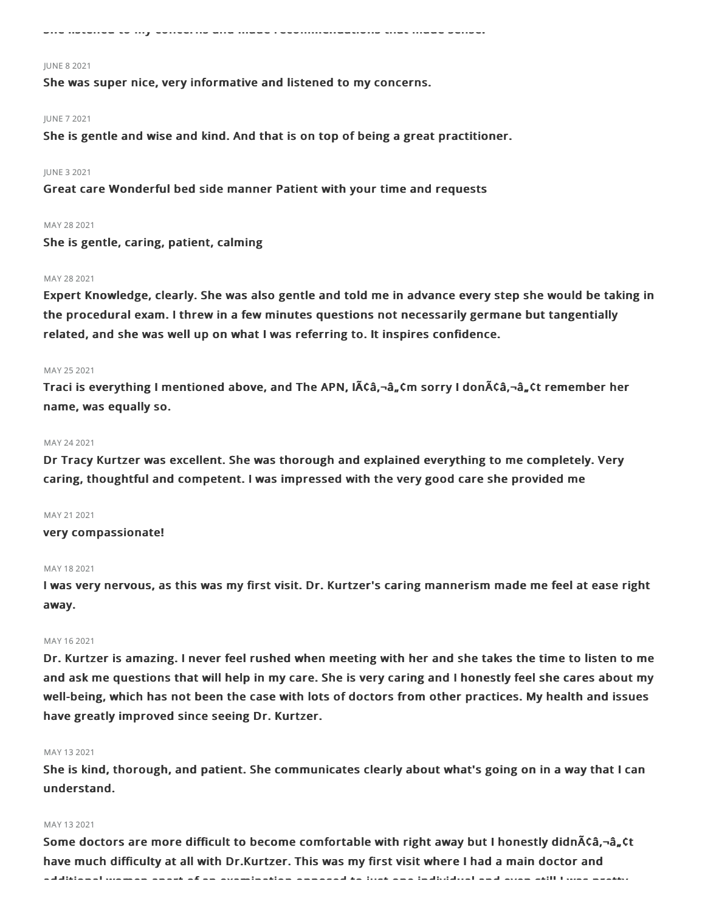She listened to my concerns and made recommendations that made sense.

JUNE 8 2021

**She was super nice, very informative and listened to my concerns.**

JUNE 7 2021

**She is gentle and wise and kind. And that is on top of being a great practitioner.**

JUNE 3 2021

**Great care Wonderful bed side manner Patient with your time and requests**

MAY 28 2021

**She is gentle, caring, patient, calming**

MAY 28 2021

**Expert Knowledge, clearly. She was also gentle and told me in advance every step she would be taking in the procedural exam. I threw in a few minutes questions not necessarily germane but tangentially related, and she was well up on what I was referring to. It inspires confidence.**

MAY 25 2021

**Traci is everything I mentioned above, and The APN, IÃ¢â‚¬â„¢m sorry I donÃ¢â‚¬â„¢t remember her name, was equally so.**

MAY 24 2021

**Dr Tracy Kurtzer was excellent. She was thorough and explained everything to me completely. Very caring, thoughtful and competent. I was impressed with the very good care she provided me**

MAY 21 2021

**very compassionate!**

MAY 18 2021

**I was very nervous, as this was my first visit. Dr. Kurtzer's caring mannerism made me feel at ease right away.**

MAY 16 2021

**Dr. Kurtzer is amazing. I never feel rushed when meeting with her and she takes the time to listen to me and ask me questions that will help in my care. She is very caring and I honestly feel she cares about my well-being, which has not been the case with lots of doctors from other practices. My health and issues have greatly improved since seeing Dr. Kurtzer.**

MAY 13 2021

**She is kind, thorough, and patient. She communicates clearly about what's going on in a way that I can understand.**

MAY 13 2021

**Some doctors are more difficult to become comfortable with right away but I honestly didnÃ¢â‚¬â„¢t have much difficulty at all with Dr.Kurtzer. This was my first visit where I had a main doctor and additional women apart of an examination opposed to just one individual and even still I was pretty**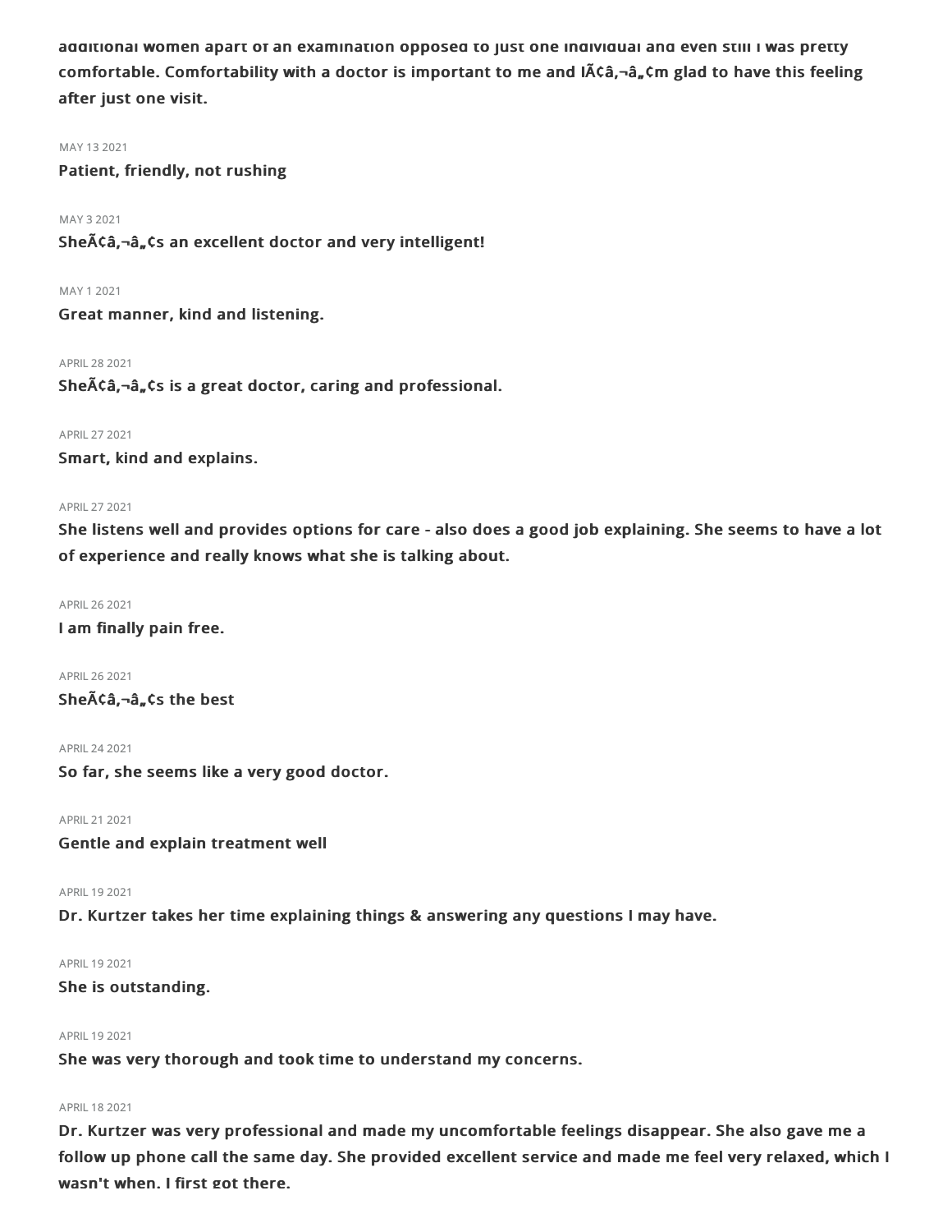additional women apart of an examination opposed to just one individual and even still I was pretty comfortable. Comfortability with a doctor is important to me and IÃ¢â‚¬â„¢m glad to have this feeling after just one visit.

MAY 13 2021

**Patient, friendly, not rushing**

MAY 3 2021

**SheÃ¢â‚¬â„¢s an excellent doctor and very intelligent!**

MAY 1 2021

**Great manner, kind and listening.**

APRIL 28 2021

**SheÃ¢â‚¬â„¢s is a great doctor, caring and professional.**

APRIL 27 2021

**Smart, kind and explains.**

APRIL 27 2021

**She listens well and provides options for care - also does a good job explaining. She seems to have a lot of experience and really knows what she is talking about.**

APRIL 26 2021

**I am finally pain free.**

APRIL 26 2021

**SheÃ¢â‚¬â„¢s the best**

APRIL 24 2021

**So far, she seems like a very good doctor.**

APRIL 21 2021

**Gentle and explain treatment well**

APRIL 19 2021

**Dr. Kurtzer takes her time explaining things & answering any questions I may have.**

APRIL 19 2021

**She is outstanding.**

APRIL 19 2021

**She was very thorough and took time to understand my concerns.**

APRIL 18 2021

**Dr. Kurtzer was very professional and made my uncomfortable feelings disappear. She also gave me a follow up phone call the same day. She provided excellent service and made me feel very relaxed, which I wasn't when. I first got there.**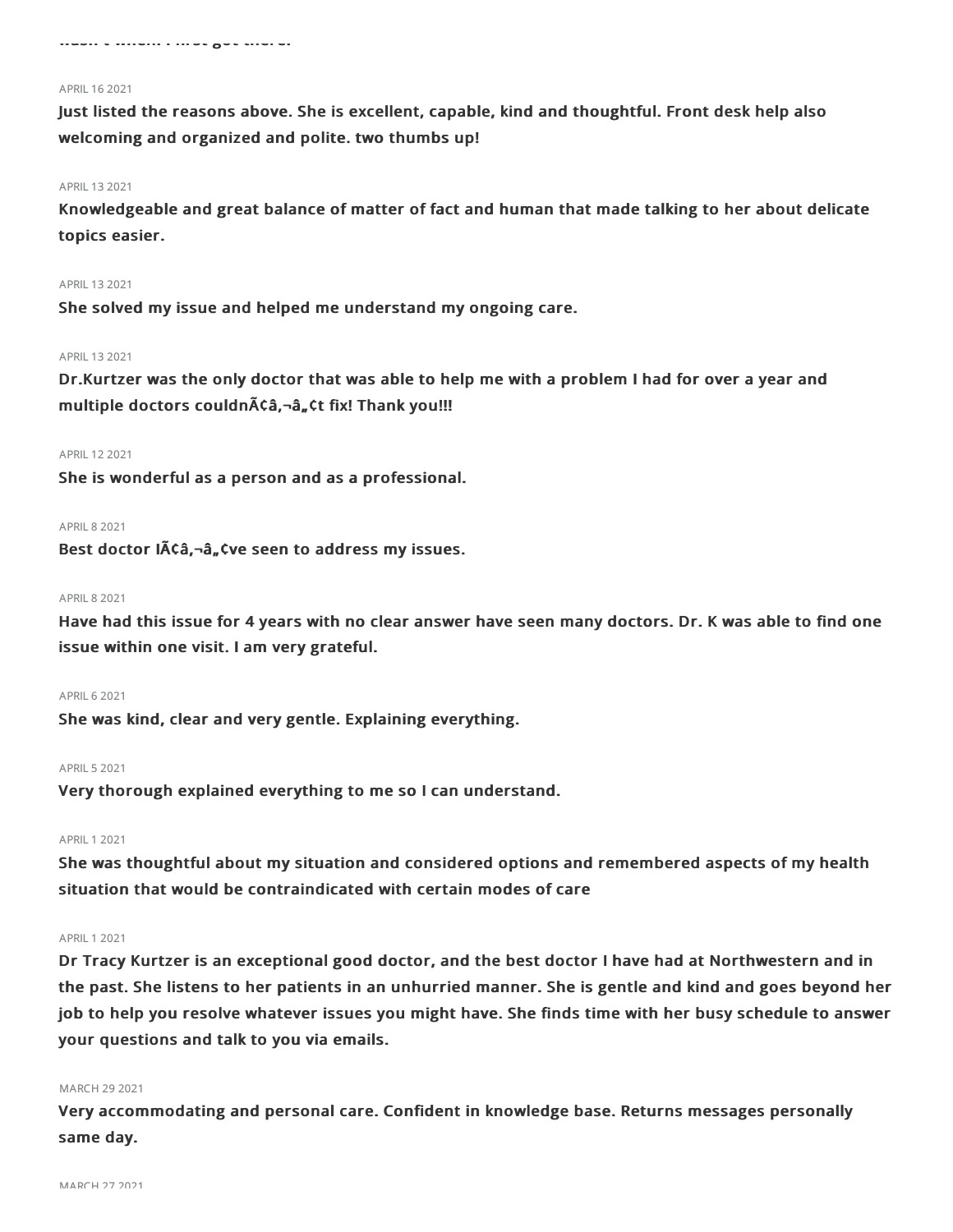APRIL 16 2021

**Just listed the reasons above. She is excellent, capable, kind and thoughtful. Front desk help also welcoming and organized and polite. two thumbs up!**

APRIL 13 2021

**Knowledgeable and great balance of matter of fact and human that made talking to her about delicate topics easier.**

APRIL 13 2021

**She solved my issue and helped me understand my ongoing care.**

APRIL 13 2021

**Dr.Kurtzer was the only doctor that was able to help me with a problem I had for over a year and multiple doctors couldnÃ¢â‚¬â„¢t fix! Thank you!!!**

APRIL 12 2021

**She is wonderful as a person and as a professional.**

APRIL 8 2021

**Best doctor IÃ¢â‚¬â„¢ve seen to address my issues.**

APRIL 8 2021

**Have had this issue for 4 years with no clear answer have seen many doctors. Dr. K was able to find one issue within one visit. I am very grateful.**

APRIL 6 2021

**She was kind, clear and very gentle. Explaining everything.**

APRIL 5 2021

**Very thorough explained everything to me so I can understand.**

APRIL 1 2021

**She was thoughtful about my situation and considered options and remembered aspects of my health situation that would be contraindicated with certain modes of care**

APRIL 1 2021

**Dr Tracy Kurtzer is an exceptional good doctor, and the best doctor I have had at Northwestern and in the past. She listens to her patients in an unhurried manner. She is gentle and kind and goes beyond her job to help you resolve whatever issues you might have. She finds time with her busy schedule to answer your questions and talk to you via emails.**

MARCH 29 2021

**Very accommodating and personal care. Confident in knowledge base. Returns messages personally same day.**

MARCH 27 2021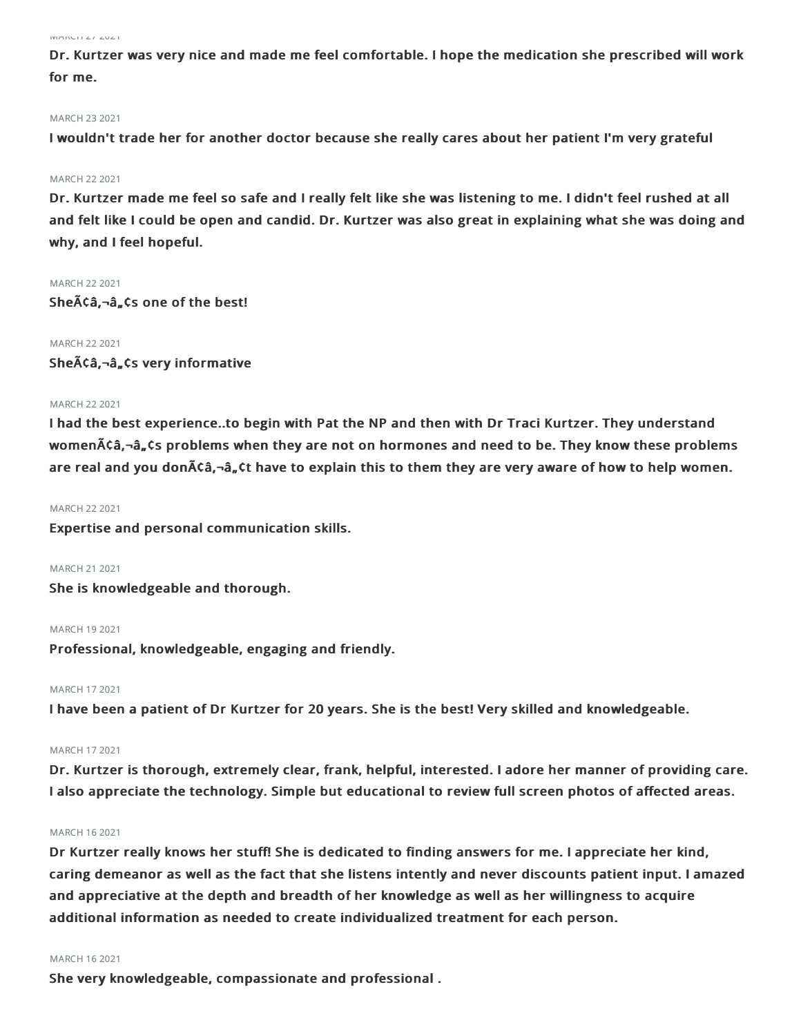MARCH 27 2021

**Dr. Kurtzer was very nice and made me feel comfortable. I hope the medication she prescribed will work for me.**

MARCH 23 2021

**I wouldn't trade her for another doctor because she really cares about her patient I'm very grateful**

MARCH 22 2021

**Dr. Kurtzer made me feel so safe and I really felt like she was listening to me. I didn't feel rushed at all and felt like I could be open and candid. Dr. Kurtzer was also great in explaining what she was doing and why, and I feel hopeful.**

MARCH 22 2021

**SheÃ¢â‚¬â„¢s one of the best!**

MARCH 22 2021

**SheÃ¢â‚¬â„¢s very informative**

MARCH 22 2021

**I had the best experience..to begin with Pat the NP and then with Dr Traci Kurtzer. They understand womenÃ¢â‚¬â„¢s problems when they are not on hormones and need to be. They know these problems are real and you donÃ¢â‚¬â„¢t have to explain this to them they are very aware of how to help women.**

MARCH 22 2021

**Expertise and personal communication skills.**

MARCH 21 2021

**She is knowledgeable and thorough.**

MARCH 19 2021

**Professional, knowledgeable, engaging and friendly.**

MARCH 17 2021

**I have been a patient of Dr Kurtzer for 20 years. She is the best! Very skilled and knowledgeable.**

MARCH 17 2021

**Dr. Kurtzer is thorough, extremely clear, frank, helpful, interested. I adore her manner of providing care. I also appreciate the technology. Simple but educational to review full screen photos of affected areas.**

MARCH 16 2021

**Dr Kurtzer really knows her stuff! She is dedicated to finding answers for me. I appreciate her kind, caring demeanor as well as the fact that she listens intently and never discounts patient input. I amazed and appreciative at the depth and breadth of her knowledge as well as her willingness to acquire additional information as needed to create individualized treatment for each person.**

MARCH 16 2021

**She very knowledgeable, compassionate and professional .**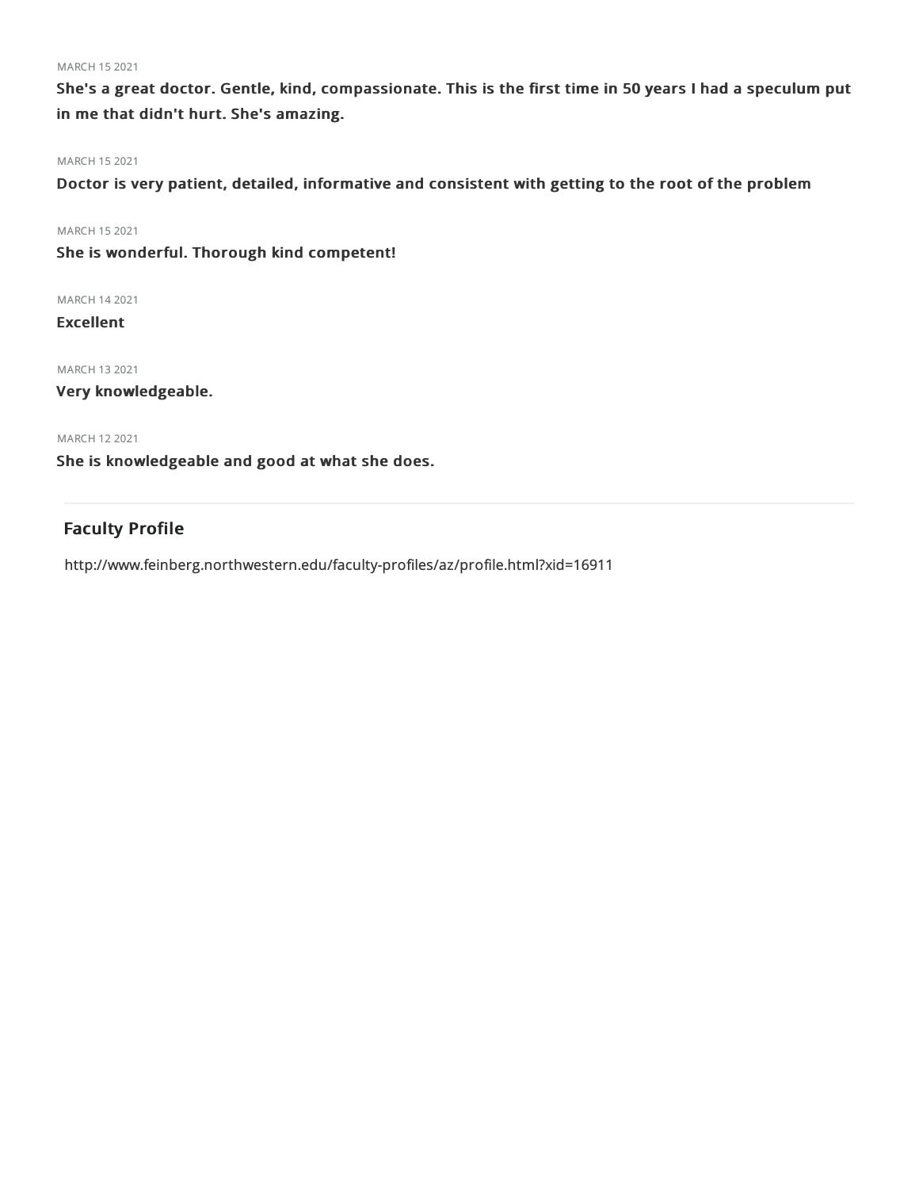MARCH 15 2021

**She's a great doctor. Gentle, kind, compassionate. This is the first time in 50 years I had a speculum put in me that didn't hurt. She's amazing.**

MARCH 15 2021

**Doctor is very patient, detailed, informative and consistent with getting to the root of the problem**

MARCH 15 2021

**She is wonderful. Thorough kind competent!**

MARCH 14 2021

**Excellent**

MARCH 13 2021

**Very knowledgeable.**

MARCH 12 2021

**She is knowledgeable and good at what she does.**

## Faculty Profile

http://www.feinberg.northwestern.edu/faculty-profiles/az/profile.html?xid=16911